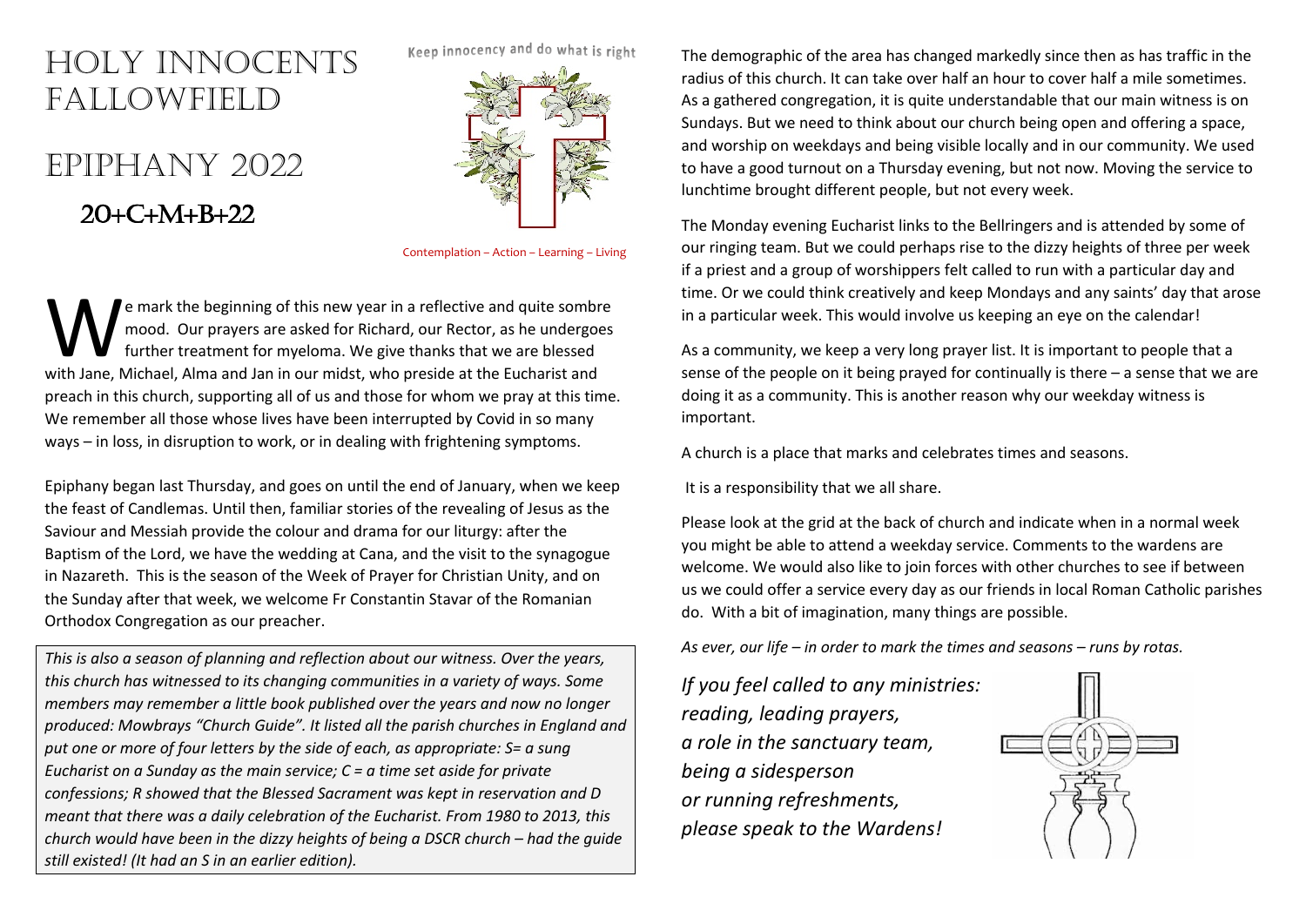# Holy Innocents Fallowfield

# Epiphany 2022

## 20+C+M+B+22

Keep innocency and do what is right

Contemplation – Action – Learning – Living

We mark the beginning of this new year in a reflective and quite sombre mood. Our prayers are asked for Richard, our Rector, as he undergoes further treatment for myeloma. We give thanks that we are blessed with Jane, Michael, Alma and Jan in our midst, who preside at the Eucharist and preach in this church, supporting all of us and those for whom we pray at this time. We remember all those whose lives have been interrupted by Covid in so many ways – in loss, in disruption to work, or in dealing with frightening symptoms.

Epiphany began last Thursday, and goes on until the end of January, when we keep the feast of Candlemas. Until then, familiar stories of the revealing of Jesus as the Saviour and Messiah provide the colour and drama for our liturgy: after the Baptism of the Lord, we have the wedding at Cana, and the visit to the synagogue in Nazareth. This is the season of the Week of Prayer for Christian Unity, and on the Sunday after that week, we welcome Fr Constantin Stavar of the Romanian Orthodox Congregation as our preacher.

*This is also a season of planning and reflection about our witness. Over the years, this church has witnessed to its changing communities in a variety of ways. Some members may remember a little book published over the years and now no longer produced: Mowbrays "Church Guide". It listed all the parish churches in England and put one or more of four letters by the side of each, as appropriate: S= a sung Eucharist on a Sunday as the main service; C = a time set aside for private confessions; R showed that the Blessed Sacrament was kept in reservation and D meant that there was a daily celebration of the Eucharist. From 1980 to 2013, this church would have been in the dizzy heights of being a DSCR church – had the guide still existed! (It had an S in an earlier edition).*

The demographic of the area has changed markedly since then as has traffic in the radius of this church. It can take over half an hour to cover half a mile sometimes. As a gathered congregation, it is quite understandable that our main witness is on Sundays. But we need to think about our church being open and offering a space, and worship on weekdays and being visible locally and in our community. We used to have a good turnout on a Thursday evening, but not now. Moving the service to lunchtime brought different people, but not every week.

The Monday evening Eucharist links to the Bellringers and is attended by some of our ringing team. But we could perhaps rise to the dizzy heights of three per week if a priest and a group of worshippers felt called to run with a particular day and time. Or we could think creatively and keep Mondays and any saints' day that arose in a particular week. This would involve us keeping an eye on the calendar!

As a community, we keep a very long prayer list. It is important to people that a sense of the people on it being prayed for continually is there – a sense that we are doing it as a community. This is another reason why our weekday witness is important.

A church is a place that marks and celebrates times and seasons.

It is a responsibility that we all share.

Please look at the grid at the back of church and indicate when in a normal week you might be able to attend a weekday service. Comments to the wardens are welcome. We would also like to join forces with other churches to see if between us we could offer a service every day as our friends in local Roman Catholic parishes do. With a bit of imagination, many things are possible.

*As ever, our life – in order to mark the times and seasons – runs by rotas.*

*If you feel called to any ministries:*
*reading, leading prayers,*
*a role in the sanctuary team,*
*being a sidesperson*
*or running refreshments,*
*please speak to the Wardens!*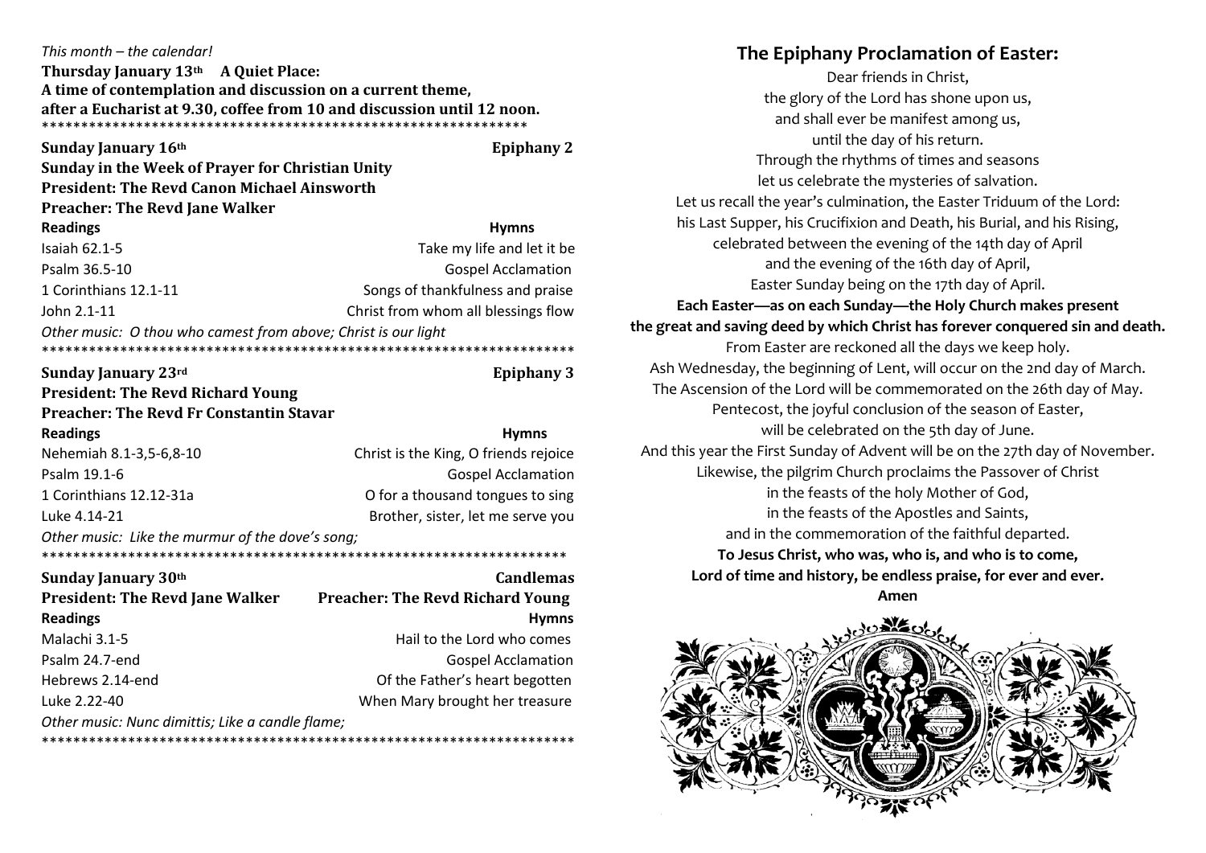*This month – the calendar!*

**Thursday January 13th A Quiet Place:**
**A time of contemplation and discussion on a current theme,**
**after a Eucharist at 9.30, coffee from 10 and discussion until 12 noon.**

***************************************************************

**Sunday January 16th** **Epiphany 2**
**Sunday in the Week of Prayer for Christian Unity**
**President: The Revd Canon Michael Ainsworth**
**Preacher: The Revd Jane Walker**

| Readings | Hymns |
|---|---|
| Isaiah 62.1-5 | Take my life and let it be |
| Psalm 36.5-10 | Gospel Acclamation |
| 1 Corinthians 12.1-11 | Songs of thankfulness and praise |
| John 2.1-11 | Christ from whom all blessings flow |

*Other music: O thou who camest from above; Christ is our light*

*********************************************************************

**Sunday January 23rd** **Epiphany 3**
**President: The Revd Richard Young**
**Preacher: The Revd Fr Constantin Stavar**

| Readings | Hymns |
|---|---|
| Nehemiah 8.1-3,5-6,8-10 | Christ is the King, O friends rejoice |
| Psalm 19.1-6 | Gospel Acclamation |
| 1 Corinthians 12.12-31a | O for a thousand tongues to sing |
| Luke 4.14-21 | Brother, sister, let me serve you |

*Other music: Like the murmur of the dove's song;*

*********************************************************************

**Sunday January 30th** **Candlemas**
**President: The Revd Jane Walker** **Preacher: The Revd Richard Young**

| Readings | Hymns |
|---|---|
| Malachi 3.1-5 | Hail to the Lord who comes |
| Psalm 24.7-end | Gospel Acclamation |
| Hebrews 2.14-end | Of the Father's heart begotten |
| Luke 2.22-40 | When Mary brought her treasure |

*Other music: Nunc dimittis; Like a candle flame;*

*********************************************************************

## The Epiphany Proclamation of Easter:

Dear friends in Christ,
the glory of the Lord has shone upon us,
and shall ever be manifest among us,
until the day of his return.
Through the rhythms of times and seasons
let us celebrate the mysteries of salvation.
Let us recall the year's culmination, the Easter Triduum of the Lord:
his Last Supper, his Crucifixion and Death, his Burial, and his Rising,
celebrated between the evening of the 14th day of April
and the evening of the 16th day of April,
Easter Sunday being on the 17th day of April.
**Each Easter—as on each Sunday—the Holy Church makes present**
**the great and saving deed by which Christ has forever conquered sin and death.**
From Easter are reckoned all the days we keep holy.
Ash Wednesday, the beginning of Lent, will occur on the 2nd day of March.
The Ascension of the Lord will be commemorated on the 26th day of May.
Pentecost, the joyful conclusion of the season of Easter,
will be celebrated on the 5th day of June.
And this year the First Sunday of Advent will be on the 27th day of November.
Likewise, the pilgrim Church proclaims the Passover of Christ
in the feasts of the holy Mother of God,
in the feasts of the Apostles and Saints,
and in the commemoration of the faithful departed.
**To Jesus Christ, who was, who is, and who is to come,**
**Lord of time and history, be endless praise, for ever and ever.**
**Amen**